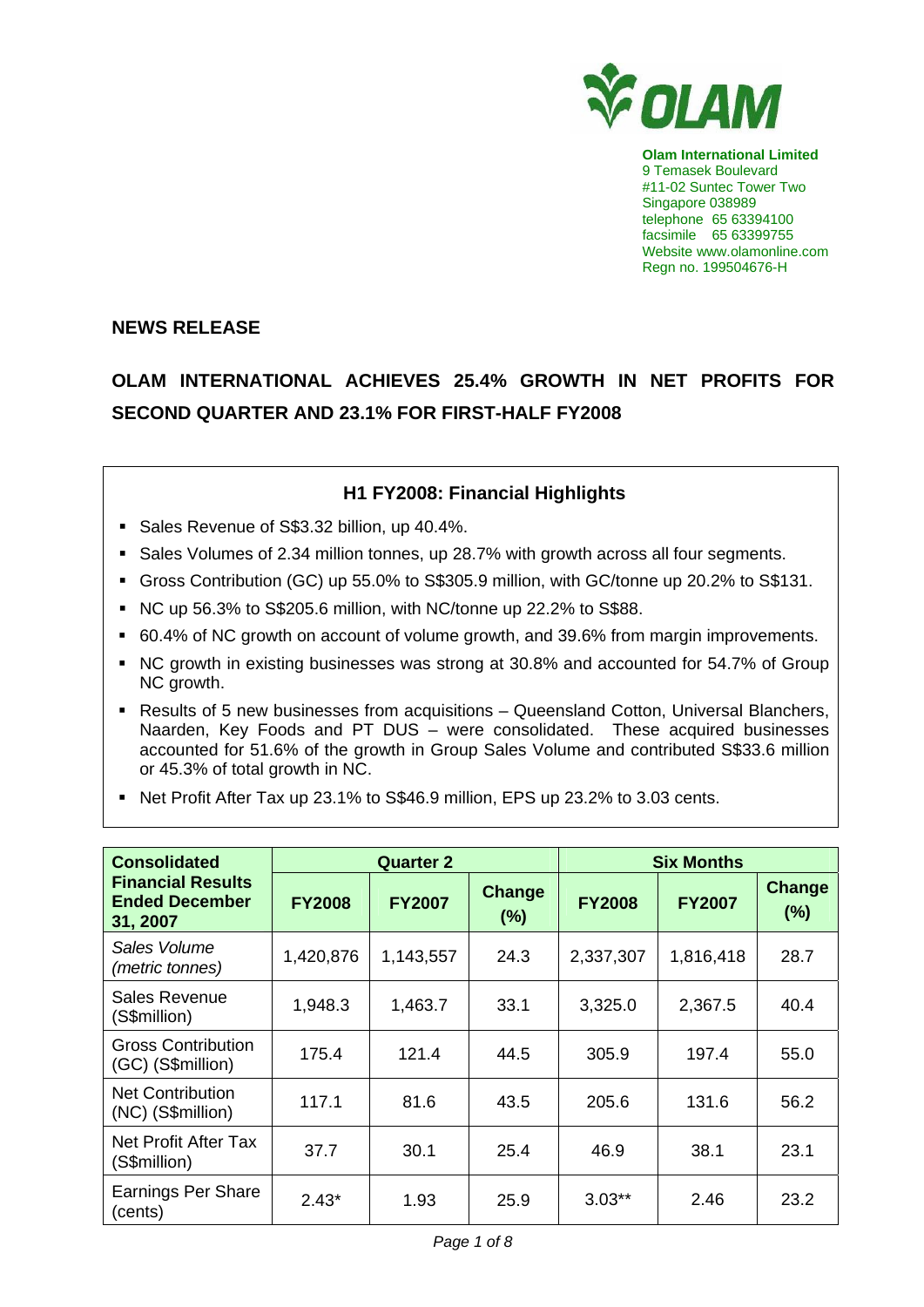OLAM

**Olam International Limited**
9 Temasek Boulevard
#11-02 Suntec Tower Two
Singapore 038989
telephone 65 63394100
facsimile 65 63399755
Website www.olamonline.com
Regn no. 199504676-H

**NEWS RELEASE**

# OLAM INTERNATIONAL ACHIEVES 25.4% GROWTH IN NET PROFITS FOR SECOND QUARTER AND 23.1% FOR FIRST-HALF FY2008

## H1 FY2008: Financial Highlights

- Sales Revenue of S$3.32 billion, up 40.4%.
- Sales Volumes of 2.34 million tonnes, up 28.7% with growth across all four segments.
- Gross Contribution (GC) up 55.0% to S$305.9 million, with GC/tonne up 20.2% to S$131.
- NC up 56.3% to S$205.6 million, with NC/tonne up 22.2% to S$88.
- 60.4% of NC growth on account of volume growth, and 39.6% from margin improvements.
- NC growth in existing businesses was strong at 30.8% and accounted for 54.7% of Group NC growth.
- Results of 5 new businesses from acquisitions – Queensland Cotton, Universal Blanchers, Naarden, Key Foods and PT DUS – were consolidated. These acquired businesses accounted for 51.6% of the growth in Group Sales Volume and contributed S$33.6 million or 45.3% of total growth in NC.
- Net Profit After Tax up 23.1% to S$46.9 million, EPS up 23.2% to 3.03 cents.

| Consolidated Financial Results Ended December 31, 2007 | Quarter 2 | | | Six Months | | |
|---|---|---|---|---|---|---|
| | FY2008 | FY2007 | Change (%) | FY2008 | FY2007 | Change (%) |
| *Sales Volume (metric tonnes)* | 1,420,876 | 1,143,557 | 24.3 | 2,337,307 | 1,816,418 | 28.7 |
| Sales Revenue (S$million) | 1,948.3 | 1,463.7 | 33.1 | 3,325.0 | 2,367.5 | 40.4 |
| Gross Contribution (GC) (S$million) | 175.4 | 121.4 | 44.5 | 305.9 | 197.4 | 55.0 |
| Net Contribution (NC) (S$million) | 117.1 | 81.6 | 43.5 | 205.6 | 131.6 | 56.2 |
| Net Profit After Tax (S$million) | 37.7 | 30.1 | 25.4 | 46.9 | 38.1 | 23.1 |
| Earnings Per Share (cents) | 2.43* | 1.93 | 25.9 | 3.03** | 2.46 | 23.2 |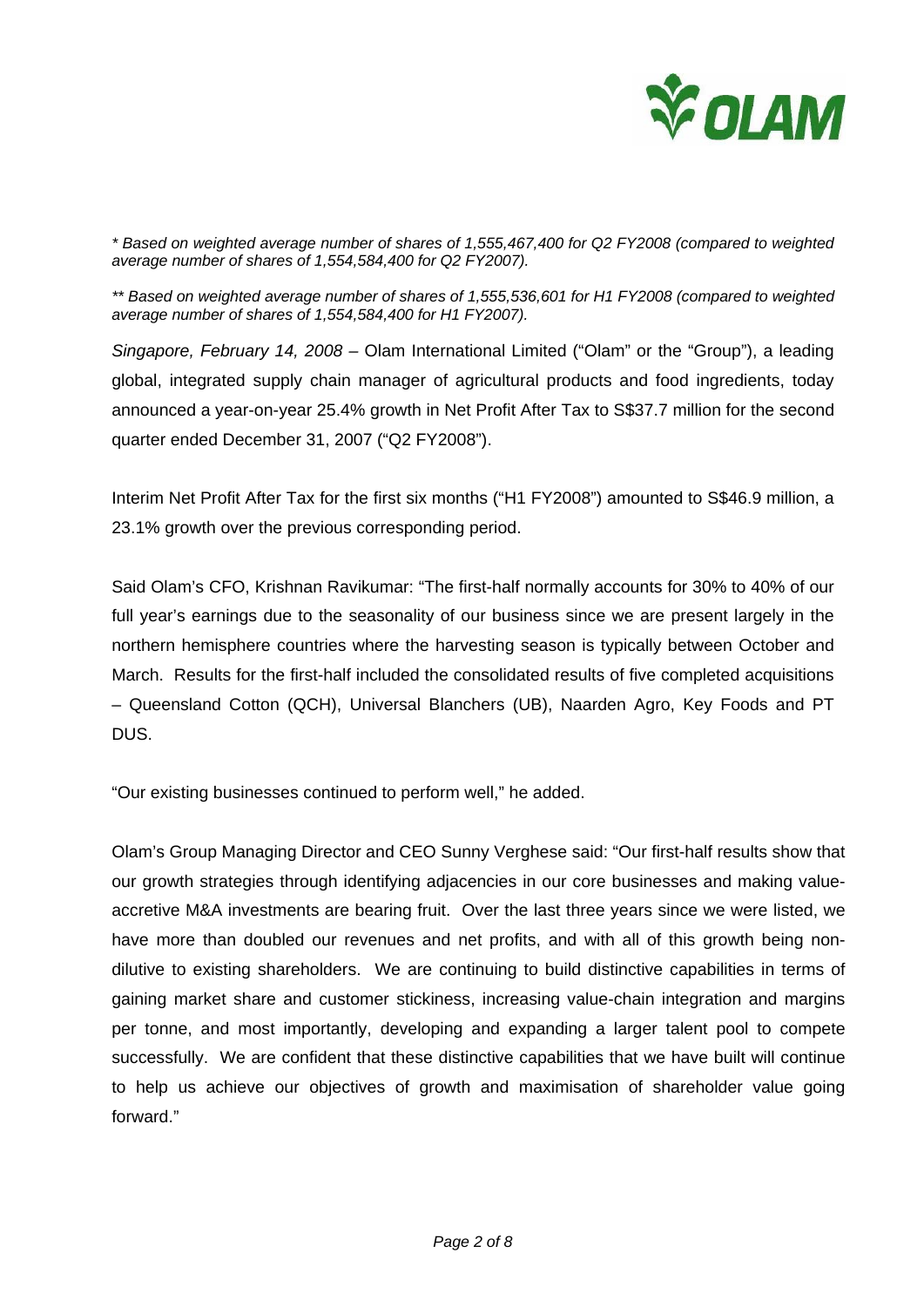*\* Based on weighted average number of shares of 1,555,467,400 for Q2 FY2008 (compared to weighted average number of shares of 1,554,584,400 for Q2 FY2007).*

*\*\* Based on weighted average number of shares of 1,555,536,601 for H1 FY2008 (compared to weighted average number of shares of 1,554,584,400 for H1 FY2007).*

*Singapore, February 14, 2008* – Olam International Limited ("Olam" or the "Group"), a leading global, integrated supply chain manager of agricultural products and food ingredients, today announced a year-on-year 25.4% growth in Net Profit After Tax to S$37.7 million for the second quarter ended December 31, 2007 ("Q2 FY2008").

Interim Net Profit After Tax for the first six months ("H1 FY2008") amounted to S$46.9 million, a 23.1% growth over the previous corresponding period.

Said Olam's CFO, Krishnan Ravikumar: "The first-half normally accounts for 30% to 40% of our full year's earnings due to the seasonality of our business since we are present largely in the northern hemisphere countries where the harvesting season is typically between October and March. Results for the first-half included the consolidated results of five completed acquisitions – Queensland Cotton (QCH), Universal Blanchers (UB), Naarden Agro, Key Foods and PT DUS.

"Our existing businesses continued to perform well," he added.

Olam's Group Managing Director and CEO Sunny Verghese said: "Our first-half results show that our growth strategies through identifying adjacencies in our core businesses and making value-accretive M&A investments are bearing fruit. Over the last three years since we were listed, we have more than doubled our revenues and net profits, and with all of this growth being non-dilutive to existing shareholders. We are continuing to build distinctive capabilities in terms of gaining market share and customer stickiness, increasing value-chain integration and margins per tonne, and most importantly, developing and expanding a larger talent pool to compete successfully. We are confident that these distinctive capabilities that we have built will continue to help us achieve our objectives of growth and maximisation of shareholder value going forward."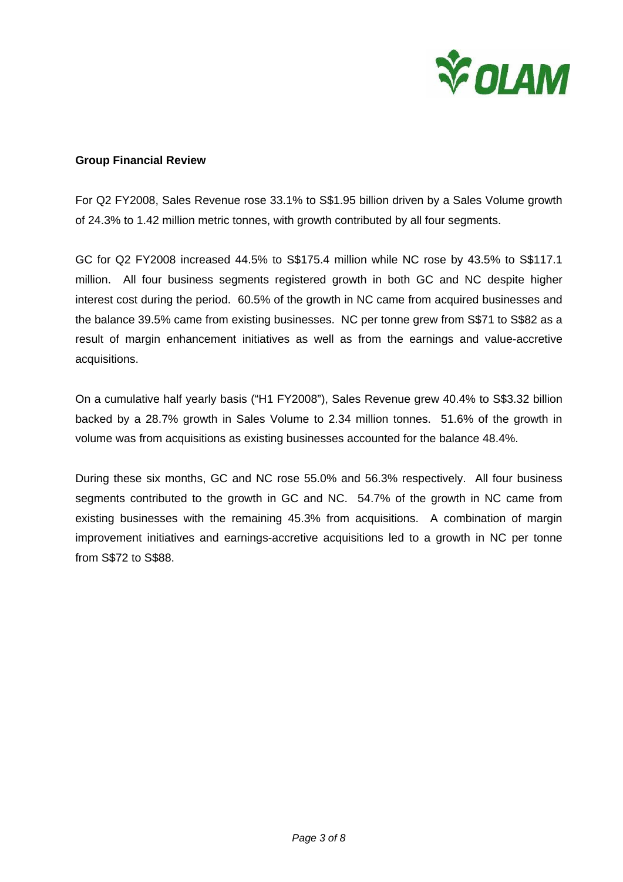**Group Financial Review**

For Q2 FY2008, Sales Revenue rose 33.1% to S$1.95 billion driven by a Sales Volume growth of 24.3% to 1.42 million metric tonnes, with growth contributed by all four segments.

GC for Q2 FY2008 increased 44.5% to S$175.4 million while NC rose by 43.5% to S$117.1 million. All four business segments registered growth in both GC and NC despite higher interest cost during the period. 60.5% of the growth in NC came from acquired businesses and the balance 39.5% came from existing businesses. NC per tonne grew from S$71 to S$82 as a result of margin enhancement initiatives as well as from the earnings and value-accretive acquisitions.

On a cumulative half yearly basis ("H1 FY2008"), Sales Revenue grew 40.4% to S$3.32 billion backed by a 28.7% growth in Sales Volume to 2.34 million tonnes. 51.6% of the growth in volume was from acquisitions as existing businesses accounted for the balance 48.4%.

During these six months, GC and NC rose 55.0% and 56.3% respectively. All four business segments contributed to the growth in GC and NC. 54.7% of the growth in NC came from existing businesses with the remaining 45.3% from acquisitions. A combination of margin improvement initiatives and earnings-accretive acquisitions led to a growth in NC per tonne from S$72 to S$88.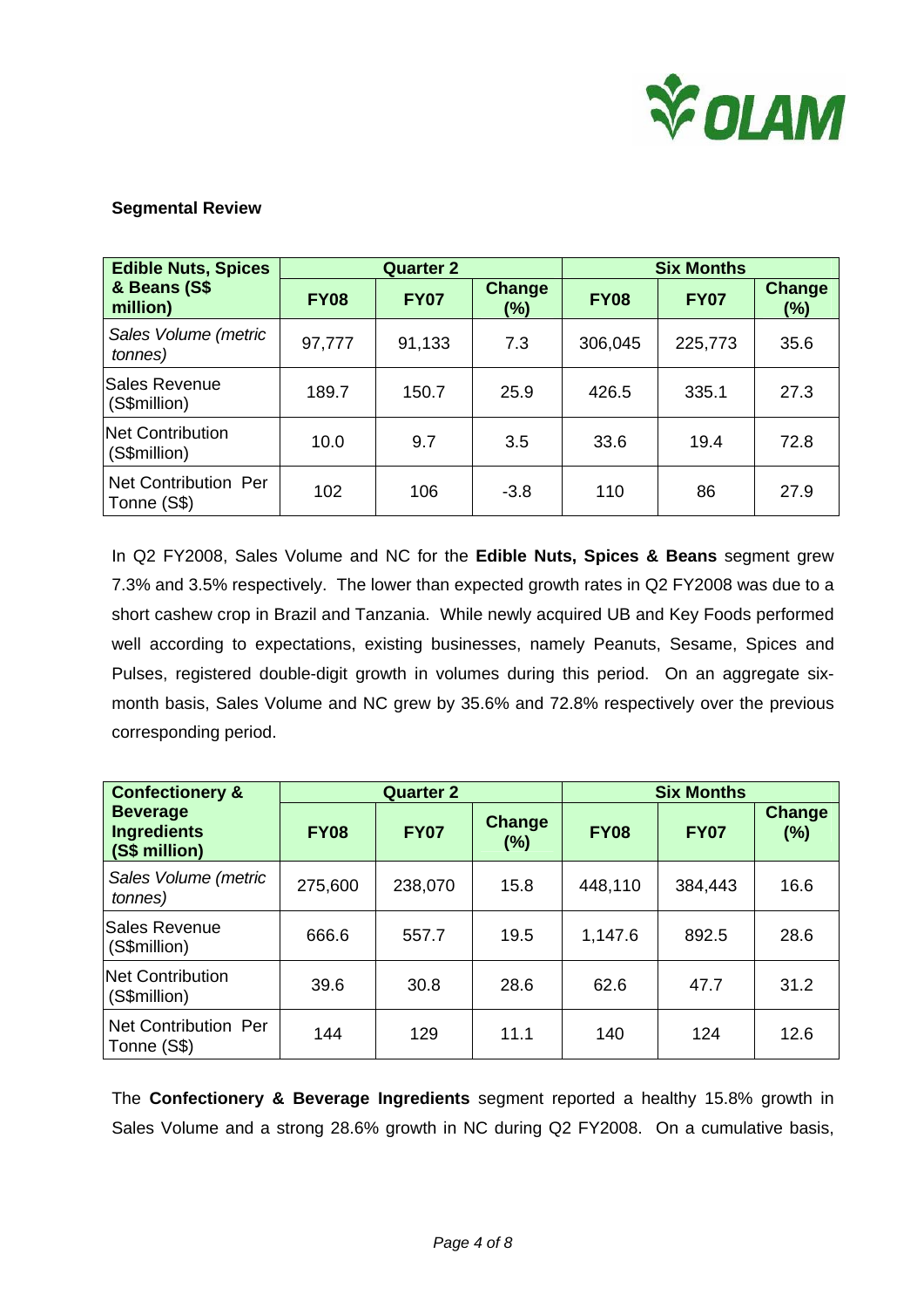**Segmental Review**

| Edible Nuts, Spices & Beans (S$ million) | Quarter 2 | | | Six Months | | |
|---|---|---|---|---|---|---|
| | FY08 | FY07 | Change (%) | FY08 | FY07 | Change (%) |
| *Sales Volume (metric tonnes)* | 97,777 | 91,133 | 7.3 | 306,045 | 225,773 | 35.6 |
| Sales Revenue (S$million) | 189.7 | 150.7 | 25.9 | 426.5 | 335.1 | 27.3 |
| Net Contribution (S$million) | 10.0 | 9.7 | 3.5 | 33.6 | 19.4 | 72.8 |
| Net Contribution Per Tonne (S$) | 102 | 106 | -3.8 | 110 | 86 | 27.9 |

In Q2 FY2008, Sales Volume and NC for the **Edible Nuts, Spices & Beans** segment grew 7.3% and 3.5% respectively. The lower than expected growth rates in Q2 FY2008 was due to a short cashew crop in Brazil and Tanzania. While newly acquired UB and Key Foods performed well according to expectations, existing businesses, namely Peanuts, Sesame, Spices and Pulses, registered double-digit growth in volumes during this period. On an aggregate six-month basis, Sales Volume and NC grew by 35.6% and 72.8% respectively over the previous corresponding period.

| Confectionery & Beverage Ingredients (S$ million) | Quarter 2 | | | Six Months | | |
|---|---|---|---|---|---|---|
| | FY08 | FY07 | Change (%) | FY08 | FY07 | Change (%) |
| *Sales Volume (metric tonnes)* | 275,600 | 238,070 | 15.8 | 448,110 | 384,443 | 16.6 |
| Sales Revenue (S$million) | 666.6 | 557.7 | 19.5 | 1,147.6 | 892.5 | 28.6 |
| Net Contribution (S$million) | 39.6 | 30.8 | 28.6 | 62.6 | 47.7 | 31.2 |
| Net Contribution Per Tonne (S$) | 144 | 129 | 11.1 | 140 | 124 | 12.6 |

The **Confectionery & Beverage Ingredients** segment reported a healthy 15.8% growth in Sales Volume and a strong 28.6% growth in NC during Q2 FY2008. On a cumulative basis,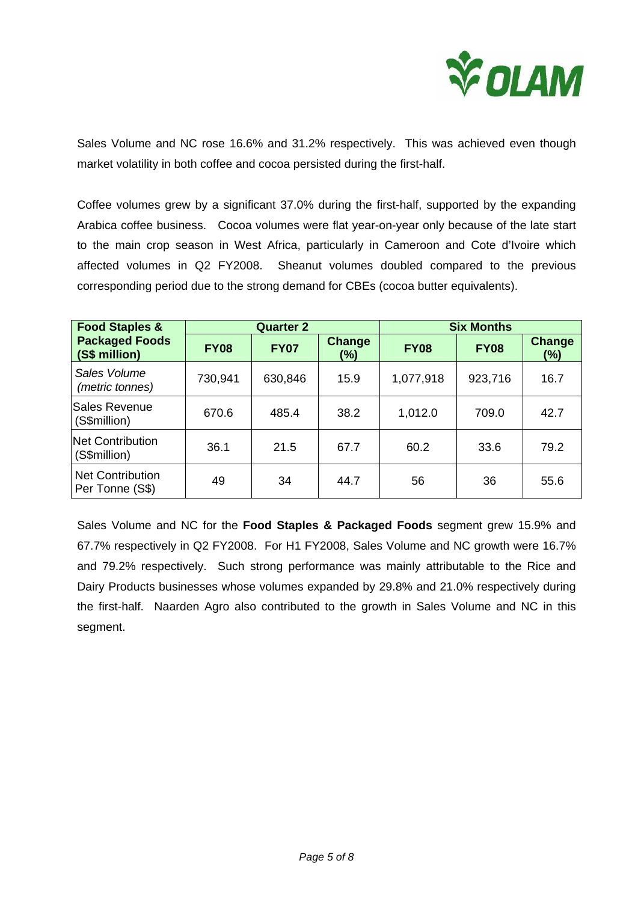Sales Volume and NC rose 16.6% and 31.2% respectively. This was achieved even though market volatility in both coffee and cocoa persisted during the first-half.

Coffee volumes grew by a significant 37.0% during the first-half, supported by the expanding Arabica coffee business. Cocoa volumes were flat year-on-year only because of the late start to the main crop season in West Africa, particularly in Cameroon and Cote d'Ivoire which affected volumes in Q2 FY2008. Sheanut volumes doubled compared to the previous corresponding period due to the strong demand for CBEs (cocoa butter equivalents).

| **Food Staples & Packaged Foods (S$ million)** | **Quarter 2** | | | **Six Months** | | |
|---|---|---|---|---|---|---|
| | **FY08** | **FY07** | **Change (%)** | **FY08** | **FY08** | **Change (%)** |
| *Sales Volume (metric tonnes)* | 730,941 | 630,846 | 15.9 | 1,077,918 | 923,716 | 16.7 |
| Sales Revenue (S$million) | 670.6 | 485.4 | 38.2 | 1,012.0 | 709.0 | 42.7 |
| Net Contribution (S$million) | 36.1 | 21.5 | 67.7 | 60.2 | 33.6 | 79.2 |
| Net Contribution Per Tonne (S$) | 49 | 34 | 44.7 | 56 | 36 | 55.6 |

Sales Volume and NC for the **Food Staples & Packaged Foods** segment grew 15.9% and 67.7% respectively in Q2 FY2008. For H1 FY2008, Sales Volume and NC growth were 16.7% and 79.2% respectively. Such strong performance was mainly attributable to the Rice and Dairy Products businesses whose volumes expanded by 29.8% and 21.0% respectively during the first-half. Naarden Agro also contributed to the growth in Sales Volume and NC in this segment.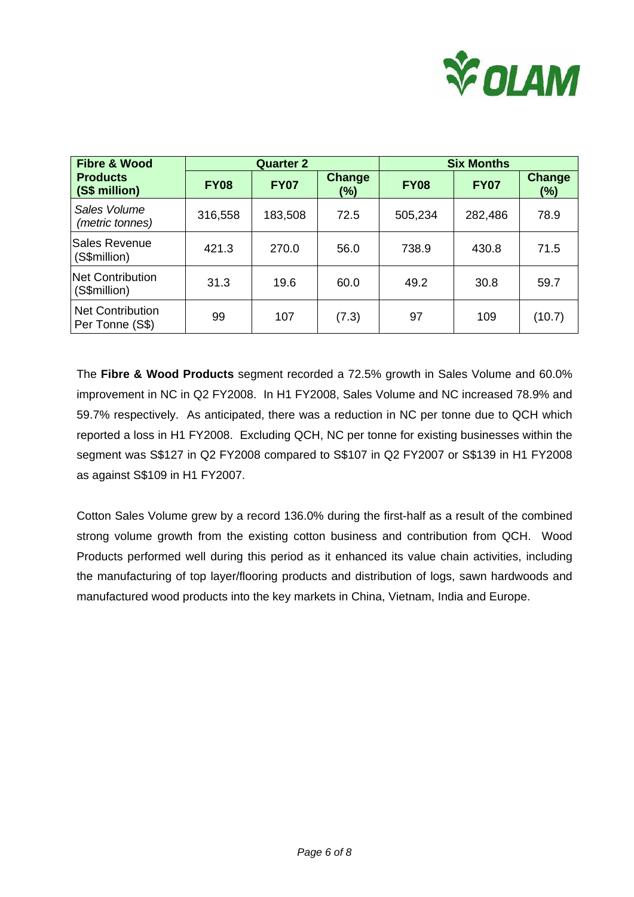| Fibre & Wood Products (S$ million) | Quarter 2 | | | Six Months | | |
|---|---|---|---|---|---|---|
| | FY08 | FY07 | Change (%) | FY08 | FY07 | Change (%) |
| *Sales Volume (metric tonnes)* | 316,558 | 183,508 | 72.5 | 505,234 | 282,486 | 78.9 |
| Sales Revenue (S$million) | 421.3 | 270.0 | 56.0 | 738.9 | 430.8 | 71.5 |
| Net Contribution (S$million) | 31.3 | 19.6 | 60.0 | 49.2 | 30.8 | 59.7 |
| Net Contribution Per Tonne (S$) | 99 | 107 | (7.3) | 97 | 109 | (10.7) |

The **Fibre & Wood Products** segment recorded a 72.5% growth in Sales Volume and 60.0% improvement in NC in Q2 FY2008. In H1 FY2008, Sales Volume and NC increased 78.9% and 59.7% respectively. As anticipated, there was a reduction in NC per tonne due to QCH which reported a loss in H1 FY2008. Excluding QCH, NC per tonne for existing businesses within the segment was S$127 in Q2 FY2008 compared to S$107 in Q2 FY2007 or S$139 in H1 FY2008 as against S$109 in H1 FY2007.

Cotton Sales Volume grew by a record 136.0% during the first-half as a result of the combined strong volume growth from the existing cotton business and contribution from QCH. Wood Products performed well during this period as it enhanced its value chain activities, including the manufacturing of top layer/flooring products and distribution of logs, sawn hardwoods and manufactured wood products into the key markets in China, Vietnam, India and Europe.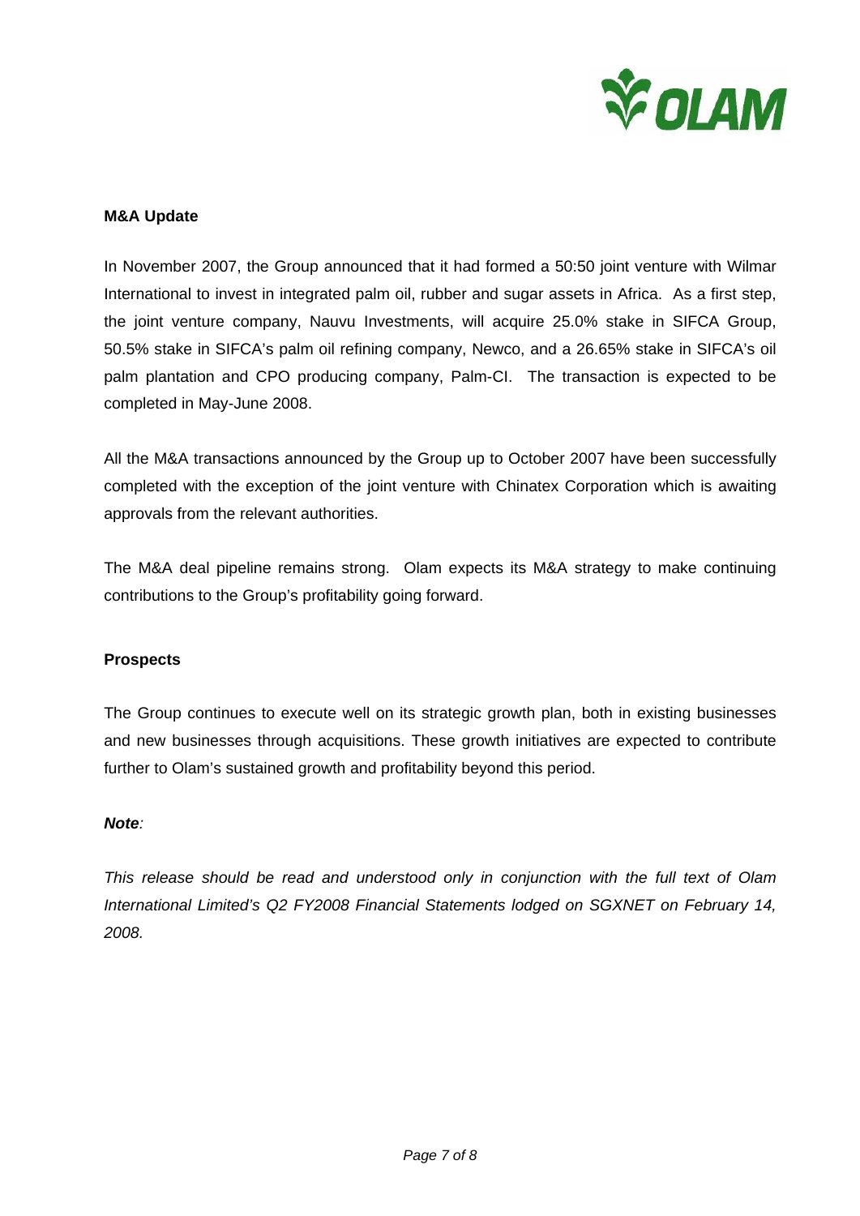**M&A Update**

In November 2007, the Group announced that it had formed a 50:50 joint venture with Wilmar International to invest in integrated palm oil, rubber and sugar assets in Africa. As a first step, the joint venture company, Nauvu Investments, will acquire 25.0% stake in SIFCA Group, 50.5% stake in SIFCA's palm oil refining company, Newco, and a 26.65% stake in SIFCA's oil palm plantation and CPO producing company, Palm-CI. The transaction is expected to be completed in May-June 2008.

All the M&A transactions announced by the Group up to October 2007 have been successfully completed with the exception of the joint venture with Chinatex Corporation which is awaiting approvals from the relevant authorities.

The M&A deal pipeline remains strong. Olam expects its M&A strategy to make continuing contributions to the Group's profitability going forward.

**Prospects**

The Group continues to execute well on its strategic growth plan, both in existing businesses and new businesses through acquisitions. These growth initiatives are expected to contribute further to Olam's sustained growth and profitability beyond this period.

***Note**:*

*This release should be read and understood only in conjunction with the full text of Olam International Limited's Q2 FY2008 Financial Statements lodged on SGXNET on February 14, 2008.*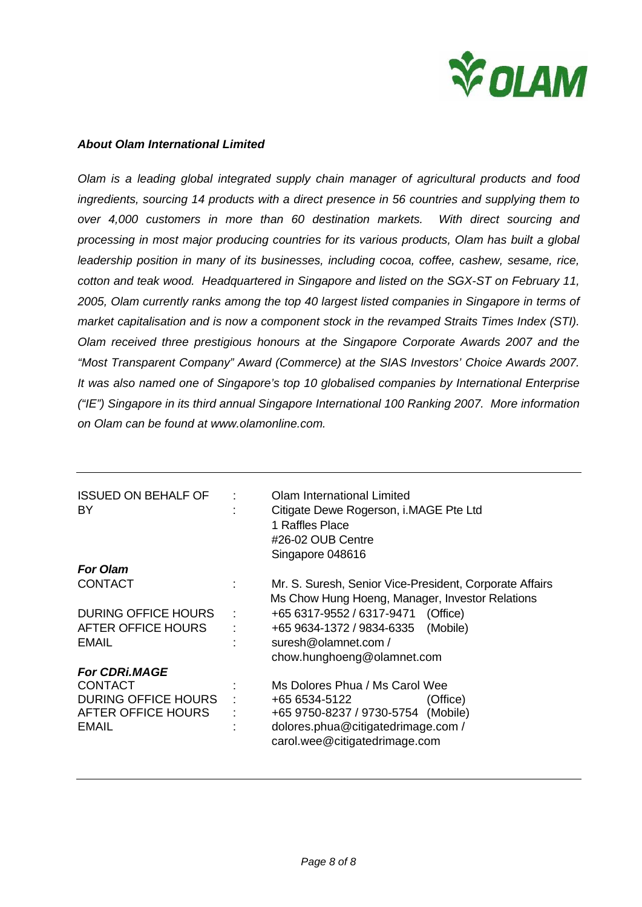***About Olam International Limited***

*Olam is a leading global integrated supply chain manager of agricultural products and food ingredients, sourcing 14 products with a direct presence in 56 countries and supplying them to over 4,000 customers in more than 60 destination markets. With direct sourcing and processing in most major producing countries for its various products, Olam has built a global leadership position in many of its businesses, including cocoa, coffee, cashew, sesame, rice, cotton and teak wood. Headquartered in Singapore and listed on the SGX-ST on February 11, 2005, Olam currently ranks among the top 40 largest listed companies in Singapore in terms of market capitalisation and is now a component stock in the revamped Straits Times Index (STI). Olam received three prestigious honours at the Singapore Corporate Awards 2007 and the "Most Transparent Company" Award (Commerce) at the SIAS Investors' Choice Awards 2007. It was also named one of Singapore's top 10 globalised companies by International Enterprise ("IE") Singapore in its third annual Singapore International 100 Ranking 2007. More information on Olam can be found at www.olamonline.com.*

---

| | | |
|---|---|---|
| ISSUED ON BEHALF OF | : | Olam International Limited |
| BY | : | Citigate Dewe Rogerson, i.MAGE Pte Ltd<br>1 Raffles Place<br>#26-02 OUB Centre<br>Singapore 048616 |
| ***For Olam*** | | |
| CONTACT | : | Mr. S. Suresh, Senior Vice-President, Corporate Affairs<br>Ms Chow Hung Hoeng, Manager, Investor Relations |
| DURING OFFICE HOURS | : | +65 6317-9552 / 6317-9471 (Office) |
| AFTER OFFICE HOURS | : | +65 9634-1372 / 9834-6335 (Mobile) |
| EMAIL | : | suresh@olamnet.com /<br>chow.hunghoeng@olamnet.com |
| ***For CDRi.MAGE*** | | |
| CONTACT | : | Ms Dolores Phua / Ms Carol Wee |
| DURING OFFICE HOURS | : | +65 6534-5122 (Office) |
| AFTER OFFICE HOURS | : | +65 9750-8237 / 9730-5754 (Mobile) |
| EMAIL | : | dolores.phua@citigatedrimage.com /<br>carol.wee@citigatedrimage.com |

---